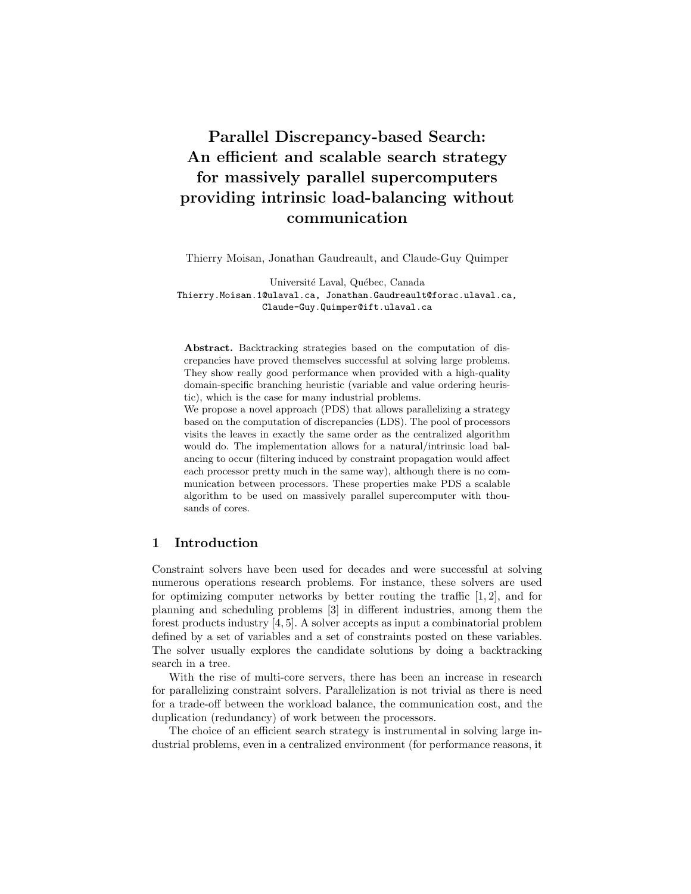# Parallel Discrepancy-based Search: An efficient and scalable search strategy for massively parallel supercomputers providing intrinsic load-balancing without communication

Thierry Moisan, Jonathan Gaudreault, and Claude-Guy Quimper

Université Laval, Québec, Canada
Thierry.Moisan.1@ulaval.ca, Jonathan.Gaudreault@forac.ulaval.ca, Claude-Guy.Quimper@ift.ulaval.ca

**Abstract.** Backtracking strategies based on the computation of discrepancies have proved themselves successful at solving large problems. They show really good performance when provided with a high-quality domain-specific branching heuristic (variable and value ordering heuristic), which is the case for many industrial problems.
We propose a novel approach (PDS) that allows parallelizing a strategy based on the computation of discrepancies (LDS). The pool of processors visits the leaves in exactly the same order as the centralized algorithm would do. The implementation allows for a natural/intrinsic load balancing to occur (filtering induced by constraint propagation would affect each processor pretty much in the same way), although there is no communication between processors. These properties make PDS a scalable algorithm to be used on massively parallel supercomputer with thousands of cores.

## 1 Introduction

Constraint solvers have been used for decades and were successful at solving numerous operations research problems. For instance, these solvers are used for optimizing computer networks by better routing the traffic [1, 2], and for planning and scheduling problems [3] in different industries, among them the forest products industry [4, 5]. A solver accepts as input a combinatorial problem defined by a set of variables and a set of constraints posted on these variables. The solver usually explores the candidate solutions by doing a backtracking search in a tree.

With the rise of multi-core servers, there has been an increase in research for parallelizing constraint solvers. Parallelization is not trivial as there is need for a trade-off between the workload balance, the communication cost, and the duplication (redundancy) of work between the processors.

The choice of an efficient search strategy is instrumental in solving large industrial problems, even in a centralized environment (for performance reasons, it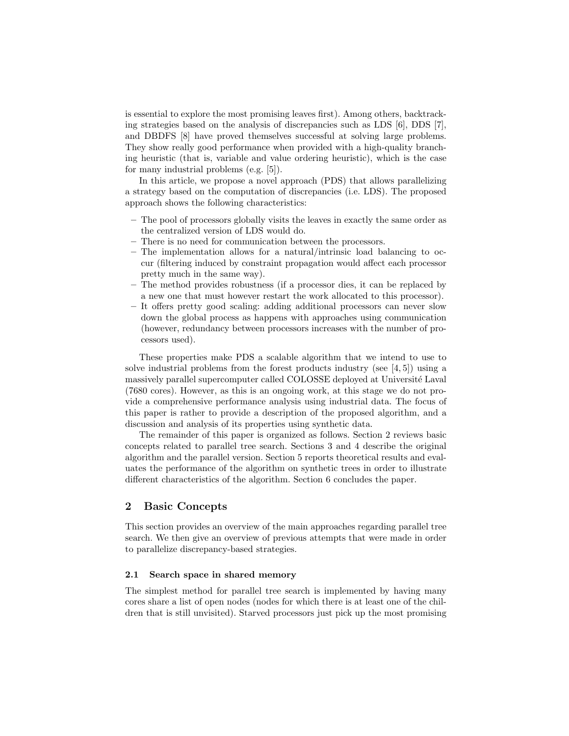is essential to explore the most promising leaves first). Among others, backtracking strategies based on the analysis of discrepancies such as LDS [6], DDS [7], and DBDFS [8] have proved themselves successful at solving large problems. They show really good performance when provided with a high-quality branching heuristic (that is, variable and value ordering heuristic), which is the case for many industrial problems (e.g. [5]).

In this article, we propose a novel approach (PDS) that allows parallelizing a strategy based on the computation of discrepancies (i.e. LDS). The proposed approach shows the following characteristics:

– The pool of processors globally visits the leaves in exactly the same order as the centralized version of LDS would do.
– There is no need for communication between the processors.
– The implementation allows for a natural/intrinsic load balancing to occur (filtering induced by constraint propagation would affect each processor pretty much in the same way).
– The method provides robustness (if a processor dies, it can be replaced by a new one that must however restart the work allocated to this processor).
– It offers pretty good scaling: adding additional processors can never slow down the global process as happens with approaches using communication (however, redundancy between processors increases with the number of processors used).

These properties make PDS a scalable algorithm that we intend to use to solve industrial problems from the forest products industry (see [4, 5]) using a massively parallel supercomputer called COLOSSE deployed at Université Laval (7680 cores). However, as this is an ongoing work, at this stage we do not provide a comprehensive performance analysis using industrial data. The focus of this paper is rather to provide a description of the proposed algorithm, and a discussion and analysis of its properties using synthetic data.

The remainder of this paper is organized as follows. Section 2 reviews basic concepts related to parallel tree search. Sections 3 and 4 describe the original algorithm and the parallel version. Section 5 reports theoretical results and evaluates the performance of the algorithm on synthetic trees in order to illustrate different characteristics of the algorithm. Section 6 concludes the paper.

## 2 Basic Concepts

This section provides an overview of the main approaches regarding parallel tree search. We then give an overview of previous attempts that were made in order to parallelize discrepancy-based strategies.

### 2.1 Search space in shared memory

The simplest method for parallel tree search is implemented by having many cores share a list of open nodes (nodes for which there is at least one of the children that is still unvisited). Starved processors just pick up the most promising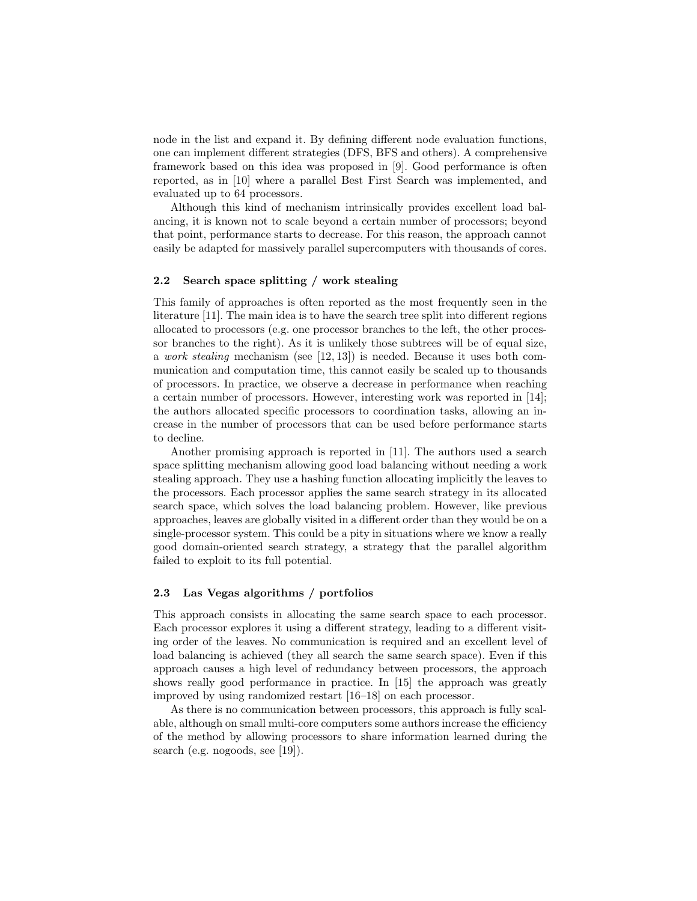node in the list and expand it. By defining different node evaluation functions, one can implement different strategies (DFS, BFS and others). A comprehensive framework based on this idea was proposed in [9]. Good performance is often reported, as in [10] where a parallel Best First Search was implemented, and evaluated up to 64 processors.

Although this kind of mechanism intrinsically provides excellent load balancing, it is known not to scale beyond a certain number of processors; beyond that point, performance starts to decrease. For this reason, the approach cannot easily be adapted for massively parallel supercomputers with thousands of cores.

### 2.2 Search space splitting / work stealing

This family of approaches is often reported as the most frequently seen in the literature [11]. The main idea is to have the search tree split into different regions allocated to processors (e.g. one processor branches to the left, the other processor branches to the right). As it is unlikely those subtrees will be of equal size, a *work stealing* mechanism (see [12, 13]) is needed. Because it uses both communication and computation time, this cannot easily be scaled up to thousands of processors. In practice, we observe a decrease in performance when reaching a certain number of processors. However, interesting work was reported in [14]; the authors allocated specific processors to coordination tasks, allowing an increase in the number of processors that can be used before performance starts to decline.

Another promising approach is reported in [11]. The authors used a search space splitting mechanism allowing good load balancing without needing a work stealing approach. They use a hashing function allocating implicitly the leaves to the processors. Each processor applies the same search strategy in its allocated search space, which solves the load balancing problem. However, like previous approaches, leaves are globally visited in a different order than they would be on a single-processor system. This could be a pity in situations where we know a really good domain-oriented search strategy, a strategy that the parallel algorithm failed to exploit to its full potential.

### 2.3 Las Vegas algorithms / portfolios

This approach consists in allocating the same search space to each processor. Each processor explores it using a different strategy, leading to a different visiting order of the leaves. No communication is required and an excellent level of load balancing is achieved (they all search the same search space). Even if this approach causes a high level of redundancy between processors, the approach shows really good performance in practice. In [15] the approach was greatly improved by using randomized restart [16–18] on each processor.

As there is no communication between processors, this approach is fully scalable, although on small multi-core computers some authors increase the efficiency of the method by allowing processors to share information learned during the search (e.g. nogoods, see [19]).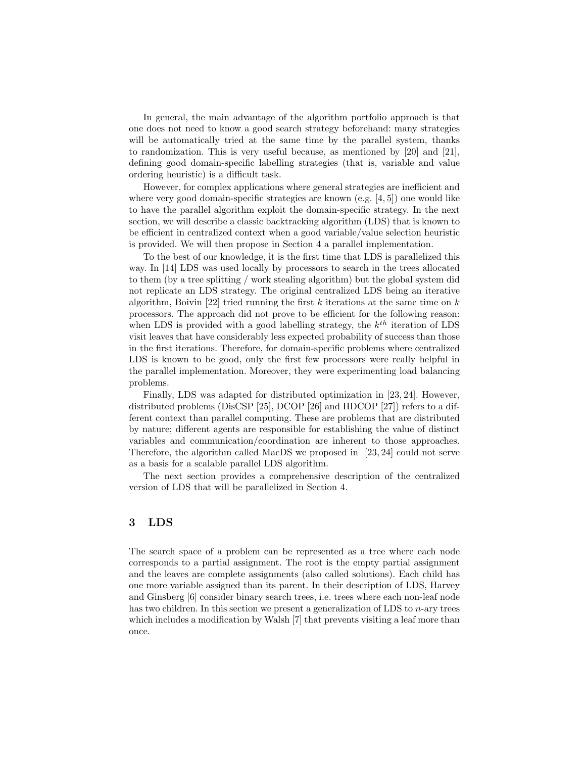In general, the main advantage of the algorithm portfolio approach is that one does not need to know a good search strategy beforehand: many strategies will be automatically tried at the same time by the parallel system, thanks to randomization. This is very useful because, as mentioned by [20] and [21], defining good domain-specific labelling strategies (that is, variable and value ordering heuristic) is a difficult task.

However, for complex applications where general strategies are inefficient and where very good domain-specific strategies are known (e.g. [4, 5]) one would like to have the parallel algorithm exploit the domain-specific strategy. In the next section, we will describe a classic backtracking algorithm (LDS) that is known to be efficient in centralized context when a good variable/value selection heuristic is provided. We will then propose in Section 4 a parallel implementation.

To the best of our knowledge, it is the first time that LDS is parallelized this way. In [14] LDS was used locally by processors to search in the trees allocated to them (by a tree splitting / work stealing algorithm) but the global system did not replicate an LDS strategy. The original centralized LDS being an iterative algorithm, Boivin [22] tried running the first $k$ iterations at the same time on $k$ processors. The approach did not prove to be efficient for the following reason: when LDS is provided with a good labelling strategy, the $k^{th}$ iteration of LDS visit leaves that have considerably less expected probability of success than those in the first iterations. Therefore, for domain-specific problems where centralized LDS is known to be good, only the first few processors were really helpful in the parallel implementation. Moreover, they were experimenting load balancing problems.

Finally, LDS was adapted for distributed optimization in [23, 24]. However, distributed problems (DisCSP [25], DCOP [26] and HDCOP [27]) refers to a different context than parallel computing. These are problems that are distributed by nature; different agents are responsible for establishing the value of distinct variables and communication/coordination are inherent to those approaches. Therefore, the algorithm called MacDS we proposed in [23, 24] could not serve as a basis for a scalable parallel LDS algorithm.

The next section provides a comprehensive description of the centralized version of LDS that will be parallelized in Section 4.

## 3 LDS

The search space of a problem can be represented as a tree where each node corresponds to a partial assignment. The root is the empty partial assignment and the leaves are complete assignments (also called solutions). Each child has one more variable assigned than its parent. In their description of LDS, Harvey and Ginsberg [6] consider binary search trees, i.e. trees where each non-leaf node has two children. In this section we present a generalization of LDS to $n$-ary trees which includes a modification by Walsh [7] that prevents visiting a leaf more than once.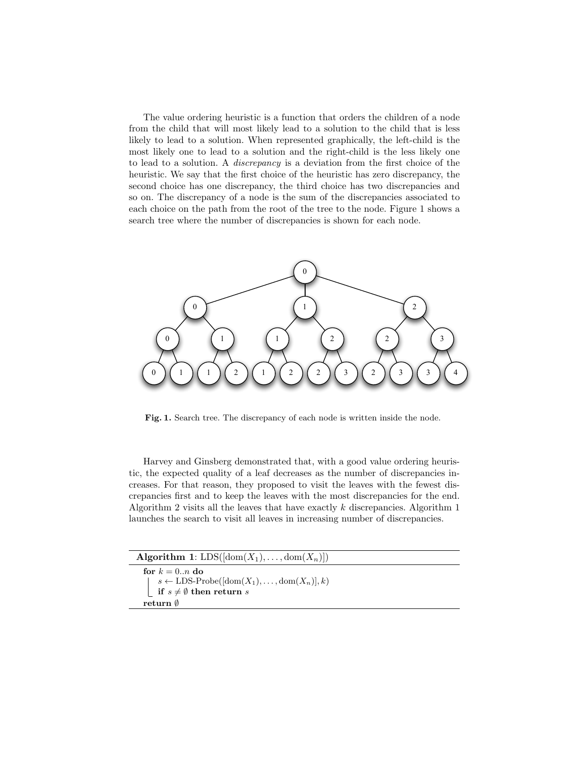The value ordering heuristic is a function that orders the children of a node from the child that will most likely lead to a solution to the child that is less likely to lead to a solution. When represented graphically, the left-child is the most likely one to lead to a solution and the right-child is the less likely one to lead to a solution. A *discrepancy* is a deviation from the first choice of the heuristic. We say that the first choice of the heuristic has zero discrepancy, the second choice has one discrepancy, the third choice has two discrepancies and so on. The discrepancy of a node is the sum of the discrepancies associated to each choice on the path from the root of the tree to the node. Figure 1 shows a search tree where the number of discrepancies is shown for each node.

**Fig. 1.** Search tree. The discrepancy of each node is written inside the node.

Harvey and Ginsberg demonstrated that, with a good value ordering heuristic, the expected quality of a leaf decreases as the number of discrepancies increases. For that reason, they proposed to visit the leaves with the fewest discrepancies first and to keep the leaves with the most discrepancies for the end. Algorithm 2 visits all the leaves that have exactly $k$ discrepancies. Algorithm 1 launches the search to visit all leaves in increasing number of discrepancies.

**Algorithm 1**: LDS($[\text{dom}(X_1), \ldots, \text{dom}(X_n)]$)

```
for k = 0..n do
    s ← LDS-Probe([dom(X_1), ..., dom(X_n)], k)
    if s ≠ ∅ then return s
return ∅
```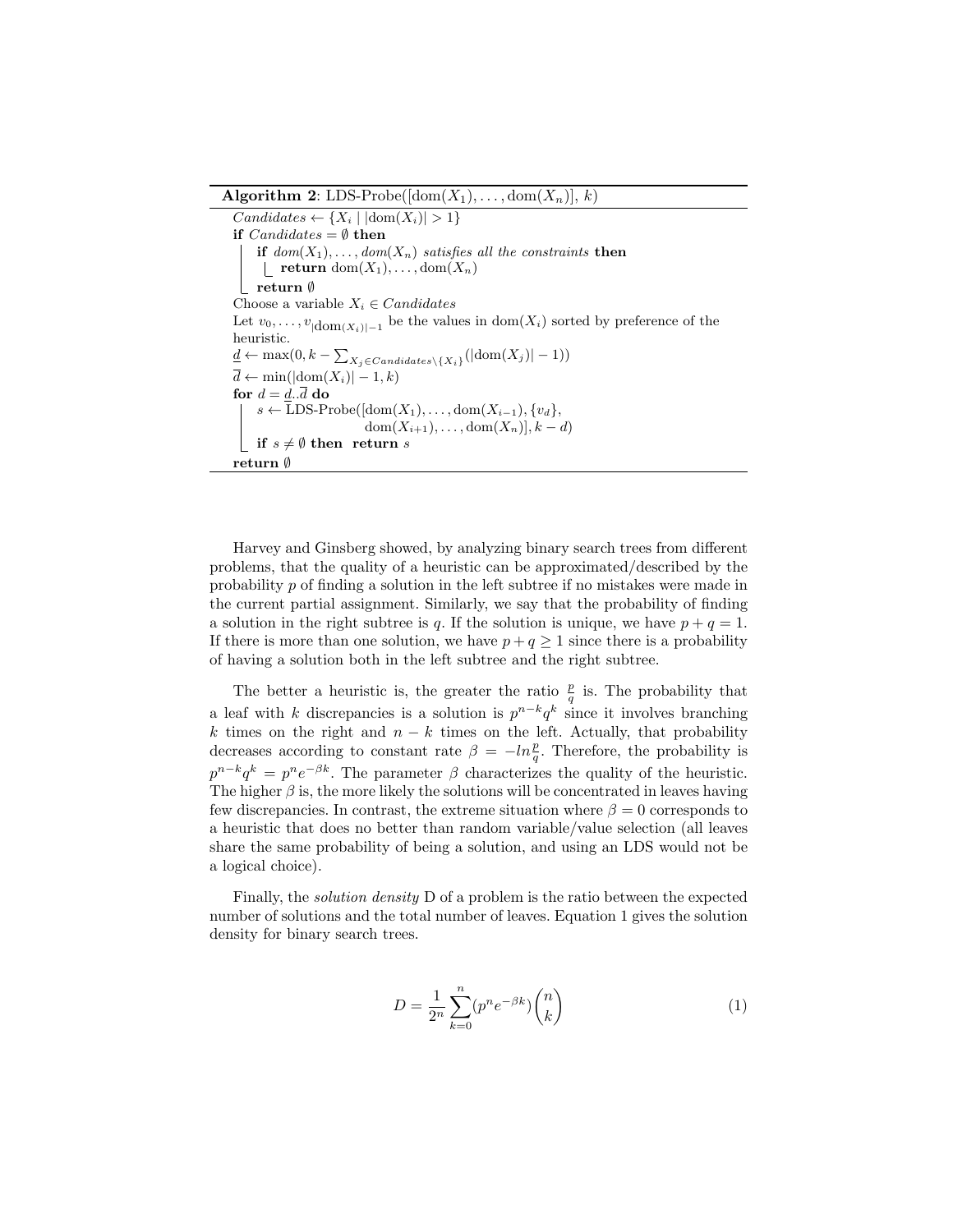**Algorithm 2**: LDS-Probe([dom($X_1$), ..., dom($X_n$)], $k$)

```
Candidates ← {X_i | |dom(X_i)| > 1}
if Candidates = ∅ then
    if dom(X_1), ..., dom(X_n) satisfies all the constraints then
        return dom(X_1), ..., dom(X_n)
    return ∅
Choose a variable X_i ∈ Candidates
Let v_0, ..., v_{|dom(X_i)|-1} be the values in dom(X_i) sorted by preference of the
heuristic.
d_ ← max(0, k − Σ_{X_j ∈ Candidates\{X_i}} (|dom(X_j)| − 1))
d‾ ← min(|dom(X_i)| − 1, k)
for d = d_..d‾ do
    s ← LDS-Probe([dom(X_1), ..., dom(X_{i-1}), {v_d},
                    dom(X_{i+1}), ..., dom(X_n)], k − d)
    if s ≠ ∅ then return s
return ∅
```

Harvey and Ginsberg showed, by analyzing binary search trees from different problems, that the quality of a heuristic can be approximated/described by the probability $p$ of finding a solution in the left subtree if no mistakes were made in the current partial assignment. Similarly, we say that the probability of finding a solution in the right subtree is $q$. If the solution is unique, we have $p + q = 1$. If there is more than one solution, we have $p + q \geq 1$ since there is a probability of having a solution both in the left subtree and the right subtree.

The better a heuristic is, the greater the ratio $\frac{p}{q}$ is. The probability that a leaf with $k$ discrepancies is a solution is $p^{n-k}q^k$ since it involves branching $k$ times on the right and $n - k$ times on the left. Actually, that probability decreases according to constant rate $\beta = -ln\frac{p}{q}$. Therefore, the probability is $p^{n-k}q^k = p^n e^{-\beta k}$. The parameter $\beta$ characterizes the quality of the heuristic. The higher $\beta$ is, the more likely the solutions will be concentrated in leaves having few discrepancies. In contrast, the extreme situation where $\beta = 0$ corresponds to a heuristic that does no better than random variable/value selection (all leaves share the same probability of being a solution, and using an LDS would not be a logical choice).

Finally, the *solution density* D of a problem is the ratio between the expected number of solutions and the total number of leaves. Equation 1 gives the solution density for binary search trees.

$$D = \frac{1}{2^n} \sum_{k=0}^{n} (p^n e^{-\beta k}) \binom{n}{k} \tag{1}$$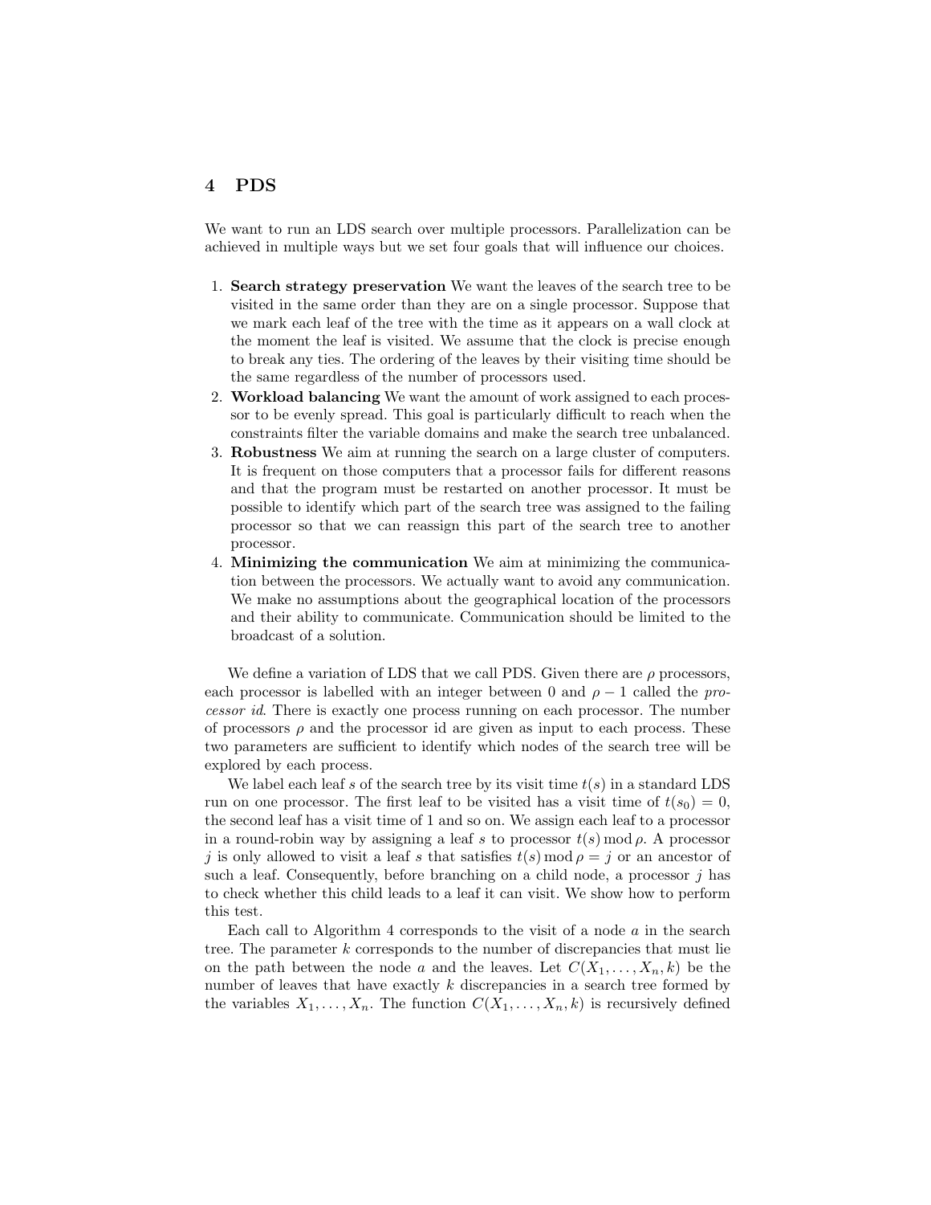## 4 PDS

We want to run an LDS search over multiple processors. Parallelization can be achieved in multiple ways but we set four goals that will influence our choices.

1. **Search strategy preservation** We want the leaves of the search tree to be visited in the same order than they are on a single processor. Suppose that we mark each leaf of the tree with the time as it appears on a wall clock at the moment the leaf is visited. We assume that the clock is precise enough to break any ties. The ordering of the leaves by their visiting time should be the same regardless of the number of processors used.
2. **Workload balancing** We want the amount of work assigned to each processor to be evenly spread. This goal is particularly difficult to reach when the constraints filter the variable domains and make the search tree unbalanced.
3. **Robustness** We aim at running the search on a large cluster of computers. It is frequent on those computers that a processor fails for different reasons and that the program must be restarted on another processor. It must be possible to identify which part of the search tree was assigned to the failing processor so that we can reassign this part of the search tree to another processor.
4. **Minimizing the communication** We aim at minimizing the communication between the processors. We actually want to avoid any communication. We make no assumptions about the geographical location of the processors and their ability to communicate. Communication should be limited to the broadcast of a solution.

We define a variation of LDS that we call PDS. Given there are $\rho$ processors, each processor is labelled with an integer between 0 and $\rho - 1$ called the *processor id*. There is exactly one process running on each processor. The number of processors $\rho$ and the processor id are given as input to each process. These two parameters are sufficient to identify which nodes of the search tree will be explored by each process.

We label each leaf $s$ of the search tree by its visit time $t(s)$ in a standard LDS run on one processor. The first leaf to be visited has a visit time of $t(s_0) = 0$, the second leaf has a visit time of 1 and so on. We assign each leaf to a processor in a round-robin way by assigning a leaf $s$ to processor $t(s) \bmod \rho$. A processor $j$ is only allowed to visit a leaf $s$ that satisfies $t(s) \bmod \rho = j$ or an ancestor of such a leaf. Consequently, before branching on a child node, a processor $j$ has to check whether this child leads to a leaf it can visit. We show how to perform this test.

Each call to Algorithm 4 corresponds to the visit of a node $a$ in the search tree. The parameter $k$ corresponds to the number of discrepancies that must lie on the path between the node $a$ and the leaves. Let $C(X_1, \ldots, X_n, k)$ be the number of leaves that have exactly $k$ discrepancies in a search tree formed by the variables $X_1, \ldots, X_n$. The function $C(X_1, \ldots, X_n, k)$ is recursively defined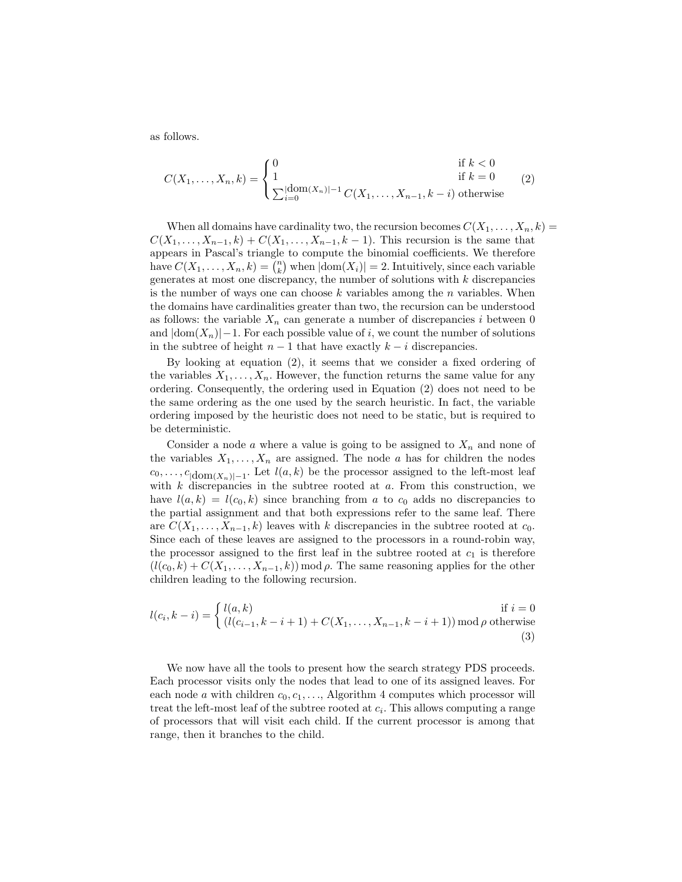as follows.

$$
C(X_1, \ldots, X_n, k) = \begin{cases} 0 & \text{if } k < 0 \\ 1 & \text{if } k = 0 \\ \sum_{i=0}^{|\text{dom}(X_n)|-1} C(X_1, \ldots, X_{n-1}, k-i) & \text{otherwise} \end{cases} \tag{2}
$$

When all domains have cardinality two, the recursion becomes $C(X_1, \ldots, X_n, k) = C(X_1, \ldots, X_{n-1}, k) + C(X_1, \ldots, X_{n-1}, k-1)$. This recursion is the same that appears in Pascal's triangle to compute the binomial coefficients. We therefore have $C(X_1, \ldots, X_n, k) = \binom{n}{k}$ when $|\text{dom}(X_i)| = 2$. Intuitively, since each variable generates at most one discrepancy, the number of solutions with $k$ discrepancies is the number of ways one can choose $k$ variables among the $n$ variables. When the domains have cardinalities greater than two, the recursion can be understood as follows: the variable $X_n$ can generate a number of discrepancies $i$ between 0 and $|\text{dom}(X_n)|-1$. For each possible value of $i$, we count the number of solutions in the subtree of height $n-1$ that have exactly $k-i$ discrepancies.

By looking at equation (2), it seems that we consider a fixed ordering of the variables $X_1, \ldots, X_n$. However, the function returns the same value for any ordering. Consequently, the ordering used in Equation (2) does not need to be the same ordering as the one used by the search heuristic. In fact, the variable ordering imposed by the heuristic does not need to be static, but is required to be deterministic.

Consider a node $a$ where a value is going to be assigned to $X_n$ and none of the variables $X_1, \ldots, X_n$ are assigned. The node $a$ has for children the nodes $c_0, \ldots, c_{|\text{dom}(X_n)|-1}$. Let $l(a, k)$ be the processor assigned to the left-most leaf with $k$ discrepancies in the subtree rooted at $a$. From this construction, we have $l(a, k) = l(c_0, k)$ since branching from $a$ to $c_0$ adds no discrepancies to the partial assignment and that both expressions refer to the same leaf. There are $C(X_1, \ldots, X_{n-1}, k)$ leaves with $k$ discrepancies in the subtree rooted at $c_0$. Since each of these leaves are assigned to the processors in a round-robin way, the processor assigned to the first leaf in the subtree rooted at $c_1$ is therefore $(l(c_0, k) + C(X_1, \ldots, X_{n-1}, k)) \bmod \rho$. The same reasoning applies for the other children leading to the following recursion.

$$
l(c_i, k-i) = \begin{cases} l(a, k) & \text{if } i = 0 \\ (l(c_{i-1}, k-i+1) + C(X_1, \ldots, X_{n-1}, k-i+1)) \bmod \rho & \text{otherwise} \end{cases} \tag{3}
$$

We now have all the tools to present how the search strategy PDS proceeds. Each processor visits only the nodes that lead to one of its assigned leaves. For each node $a$ with children $c_0, c_1, \ldots$, Algorithm 4 computes which processor will treat the left-most leaf of the subtree rooted at $c_i$. This allows computing a range of processors that will visit each child. If the current processor is among that range, then it branches to the child.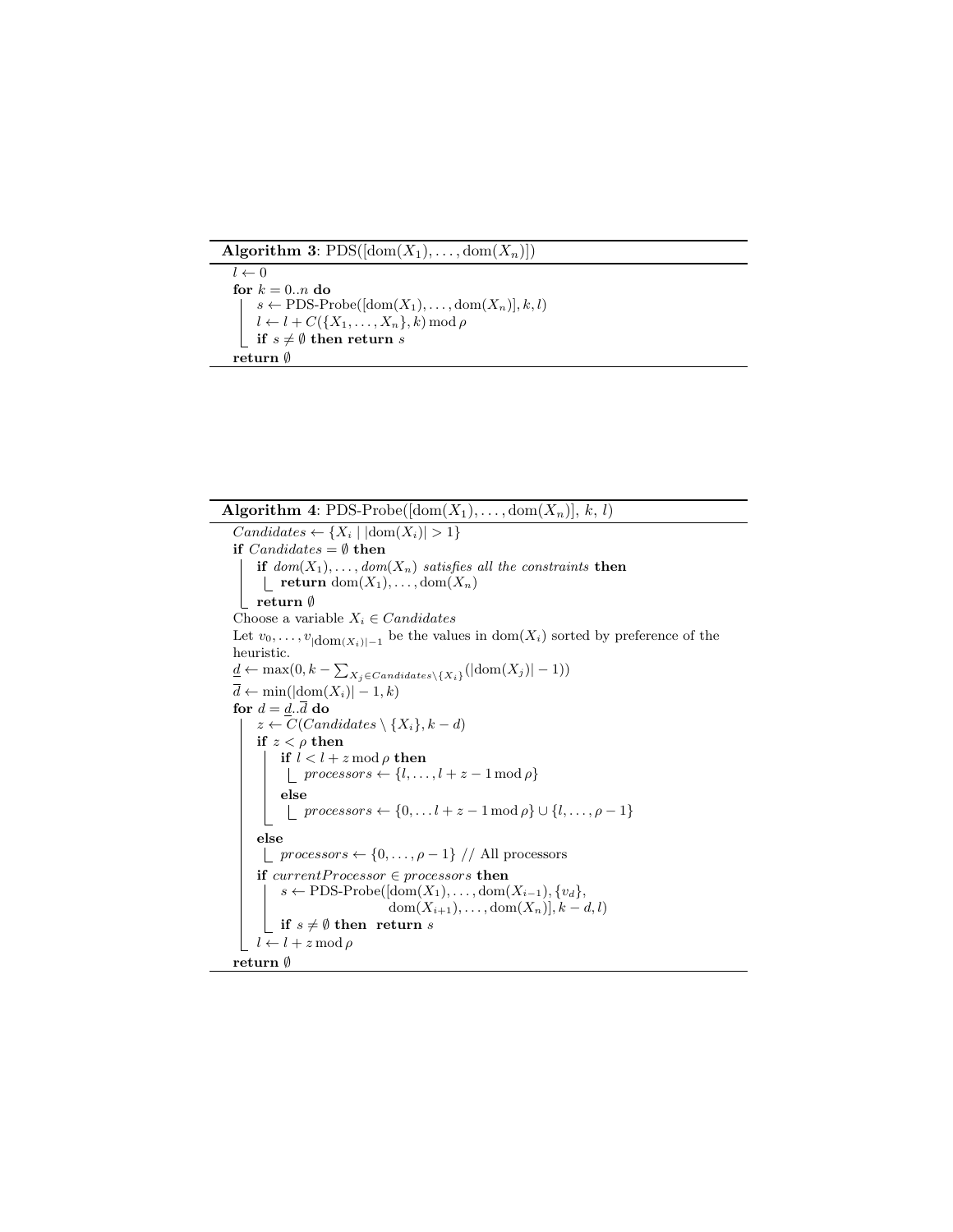**Algorithm 3**: PDS($[\text{dom}(X_1), \ldots, \text{dom}(X_n)]$)

```
l ← 0
for k = 0..n do
    s ← PDS-Probe([dom(X_1), ..., dom(X_n)], k, l)
    l ← l + C({X_1, ..., X_n}, k) mod ρ
    if s ≠ ∅ then return s
return ∅
```

**Algorithm 4**: PDS-Probe($[\text{dom}(X_1), \ldots, \text{dom}(X_n)]$, $k$, $l$)

```
Candidates ← {X_i | |dom(X_i)| > 1}
if Candidates = ∅ then
    if dom(X_1), ..., dom(X_n) satisfies all the constraints then
        return dom(X_1), ..., dom(X_n)
    return ∅
Choose a variable X_i ∈ Candidates
Let v_0, ..., v_{|dom(X_i)|−1} be the values in dom(X_i) sorted by preference of the
heuristic.
d_ ← max(0, k − Σ_{X_j ∈ Candidates \ {X_i}} (|dom(X_j)| − 1))
d‾ ← min(|dom(X_i)| − 1, k)
for d = d_..d‾ do
    z ← C(Candidates \ {X_i}, k − d)
    if z < ρ then
        if l < l + z mod ρ then
            processors ← {l, ..., l + z − 1 mod ρ}
        else
            processors ← {0, ... l + z − 1 mod ρ} ∪ {l, ..., ρ − 1}
    else
        processors ← {0, ..., ρ − 1} // All processors
    if currentProcessor ∈ processors then
        s ← PDS-Probe([dom(X_1), ..., dom(X_{i−1}), {v_d},
                        dom(X_{i+1}), ..., dom(X_n)], k − d, l)
        if s ≠ ∅ then return s
    l ← l + z mod ρ
return ∅
```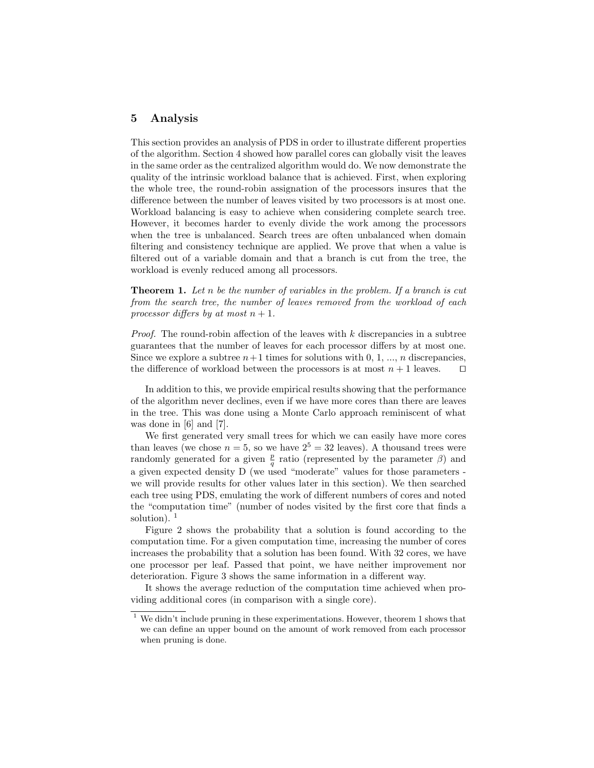## 5 Analysis

This section provides an analysis of PDS in order to illustrate different properties of the algorithm. Section 4 showed how parallel cores can globally visit the leaves in the same order as the centralized algorithm would do. We now demonstrate the quality of the intrinsic workload balance that is achieved. First, when exploring the whole tree, the round-robin assignation of the processors insures that the difference between the number of leaves visited by two processors is at most one. Workload balancing is easy to achieve when considering complete search tree. However, it becomes harder to evenly divide the work among the processors when the tree is unbalanced. Search trees are often unbalanced when domain filtering and consistency technique are applied. We prove that when a value is filtered out of a variable domain and that a branch is cut from the tree, the workload is evenly reduced among all processors.

**Theorem 1.** *Let $n$ be the number of variables in the problem. If a branch is cut from the search tree, the number of leaves removed from the workload of each processor differs by at most $n+1$.*

*Proof.* The round-robin affection of the leaves with $k$ discrepancies in a subtree guarantees that the number of leaves for each processor differs by at most one. Since we explore a subtree $n+1$ times for solutions with 0, 1, ..., $n$ discrepancies, the difference of workload between the processors is at most $n+1$ leaves. □

In addition to this, we provide empirical results showing that the performance of the algorithm never declines, even if we have more cores than there are leaves in the tree. This was done using a Monte Carlo approach reminiscent of what was done in [6] and [7].

We first generated very small trees for which we can easily have more cores than leaves (we chose $n = 5$, so we have $2^5 = 32$ leaves). A thousand trees were randomly generated for a given $\frac{p}{q}$ ratio (represented by the parameter $\beta$) and a given expected density D (we used "moderate" values for those parameters - we will provide results for other values later in this section). We then searched each tree using PDS, emulating the work of different numbers of cores and noted the "computation time" (number of nodes visited by the first core that finds a solution). [1]

Figure 2 shows the probability that a solution is found according to the computation time. For a given computation time, increasing the number of cores increases the probability that a solution has been found. With 32 cores, we have one processor per leaf. Passed that point, we have neither improvement nor deterioration. Figure 3 shows the same information in a different way.

It shows the average reduction of the computation time achieved when providing additional cores (in comparison with a single core).

[1] We didn't include pruning in these experimentations. However, theorem 1 shows that we can define an upper bound on the amount of work removed from each processor when pruning is done.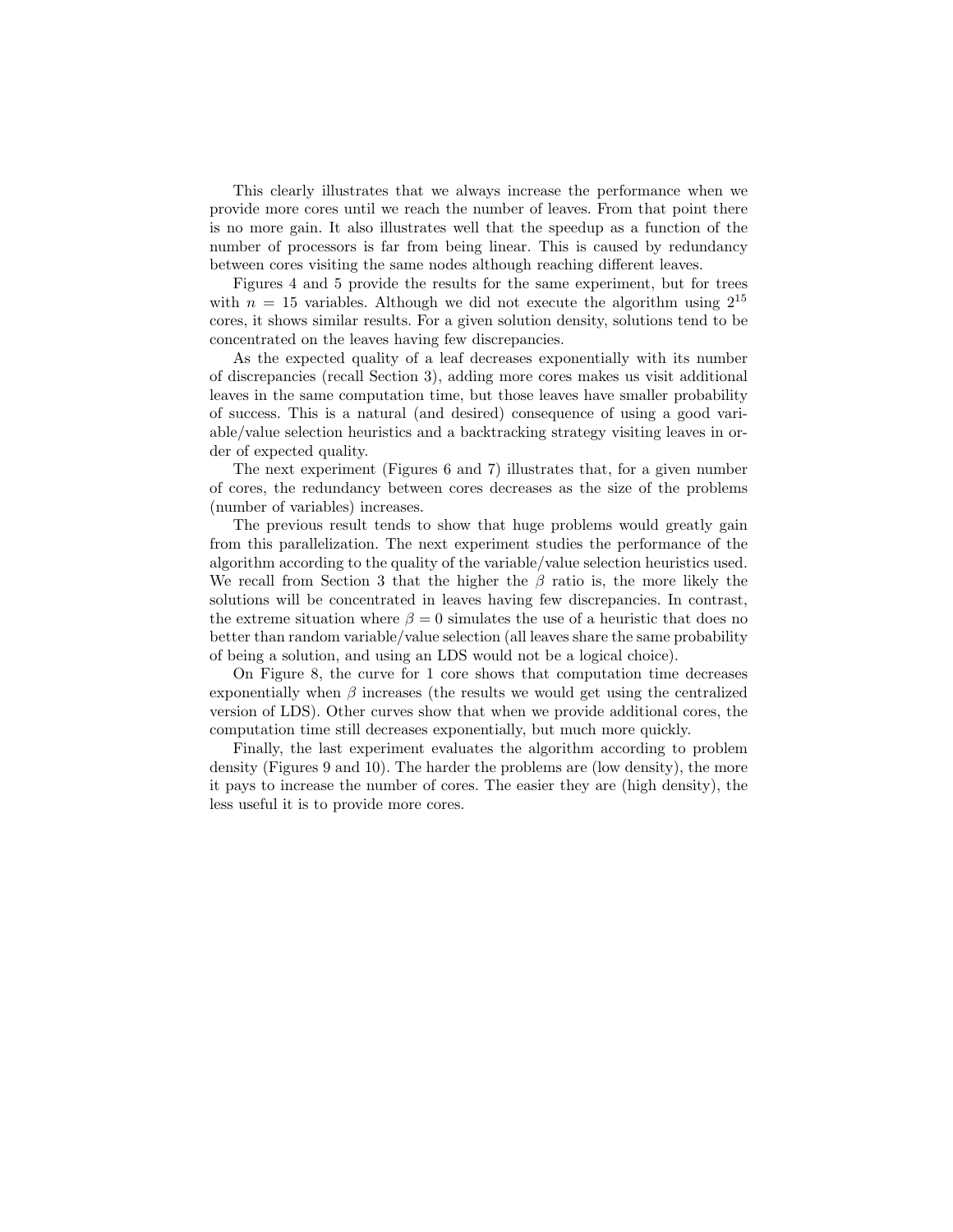This clearly illustrates that we always increase the performance when we provide more cores until we reach the number of leaves. From that point there is no more gain. It also illustrates well that the speedup as a function of the number of processors is far from being linear. This is caused by redundancy between cores visiting the same nodes although reaching different leaves.

Figures 4 and 5 provide the results for the same experiment, but for trees with $n = 15$ variables. Although we did not execute the algorithm using $2^{15}$ cores, it shows similar results. For a given solution density, solutions tend to be concentrated on the leaves having few discrepancies.

As the expected quality of a leaf decreases exponentially with its number of discrepancies (recall Section 3), adding more cores makes us visit additional leaves in the same computation time, but those leaves have smaller probability of success. This is a natural (and desired) consequence of using a good variable/value selection heuristics and a backtracking strategy visiting leaves in order of expected quality.

The next experiment (Figures 6 and 7) illustrates that, for a given number of cores, the redundancy between cores decreases as the size of the problems (number of variables) increases.

The previous result tends to show that huge problems would greatly gain from this parallelization. The next experiment studies the performance of the algorithm according to the quality of the variable/value selection heuristics used. We recall from Section 3 that the higher the $\beta$ ratio is, the more likely the solutions will be concentrated in leaves having few discrepancies. In contrast, the extreme situation where $\beta = 0$ simulates the use of a heuristic that does no better than random variable/value selection (all leaves share the same probability of being a solution, and using an LDS would not be a logical choice).

On Figure 8, the curve for 1 core shows that computation time decreases exponentially when $\beta$ increases (the results we would get using the centralized version of LDS). Other curves show that when we provide additional cores, the computation time still decreases exponentially, but much more quickly.

Finally, the last experiment evaluates the algorithm according to problem density (Figures 9 and 10). The harder the problems are (low density), the more it pays to increase the number of cores. The easier they are (high density), the less useful it is to provide more cores.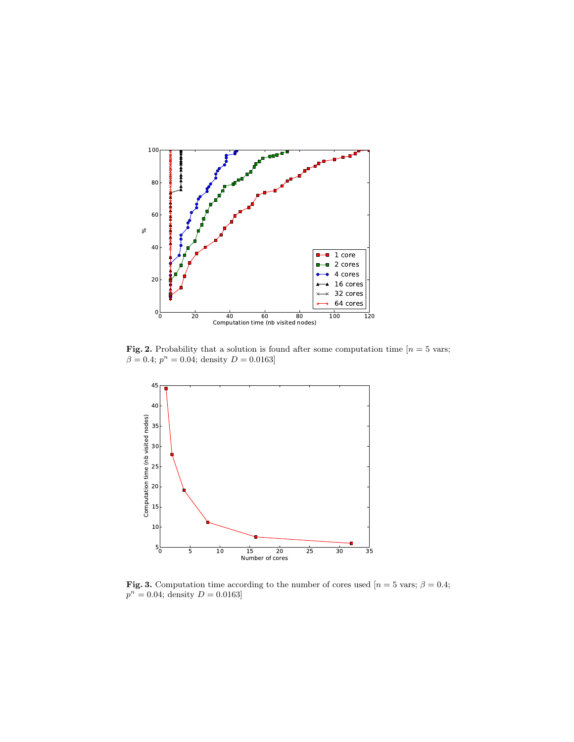**Fig. 2.** Probability that a solution is found after some computation time [$n = 5$ vars; $\beta = 0.4$; $p^n = 0.04$; density $D = 0.0163$]

**Fig. 3.** Computation time according to the number of cores used [$n = 5$ vars; $\beta = 0.4$; $p^n = 0.04$; density $D = 0.0163$]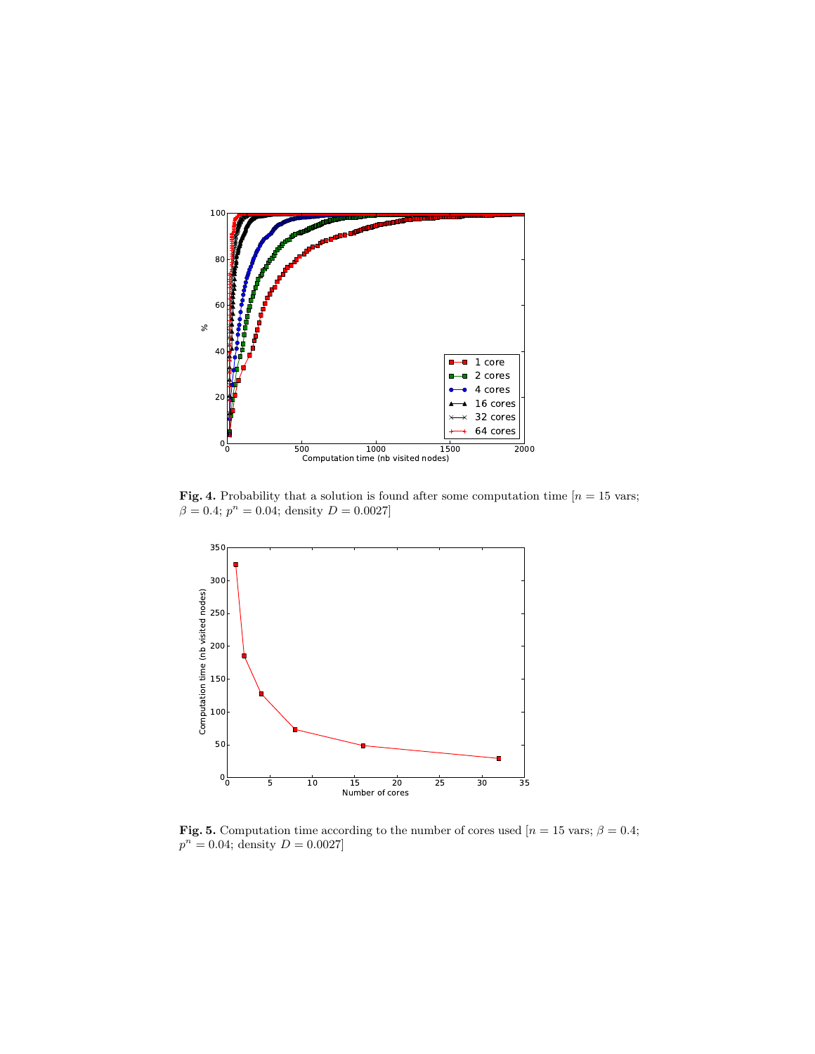**Fig. 4.** Probability that a solution is found after some computation time [$n = 15$ vars; $\beta = 0.4$; $p^n = 0.04$; density $D = 0.0027$]

**Fig. 5.** Computation time according to the number of cores used [$n = 15$ vars; $\beta = 0.4$; $p^n = 0.04$; density $D = 0.0027$]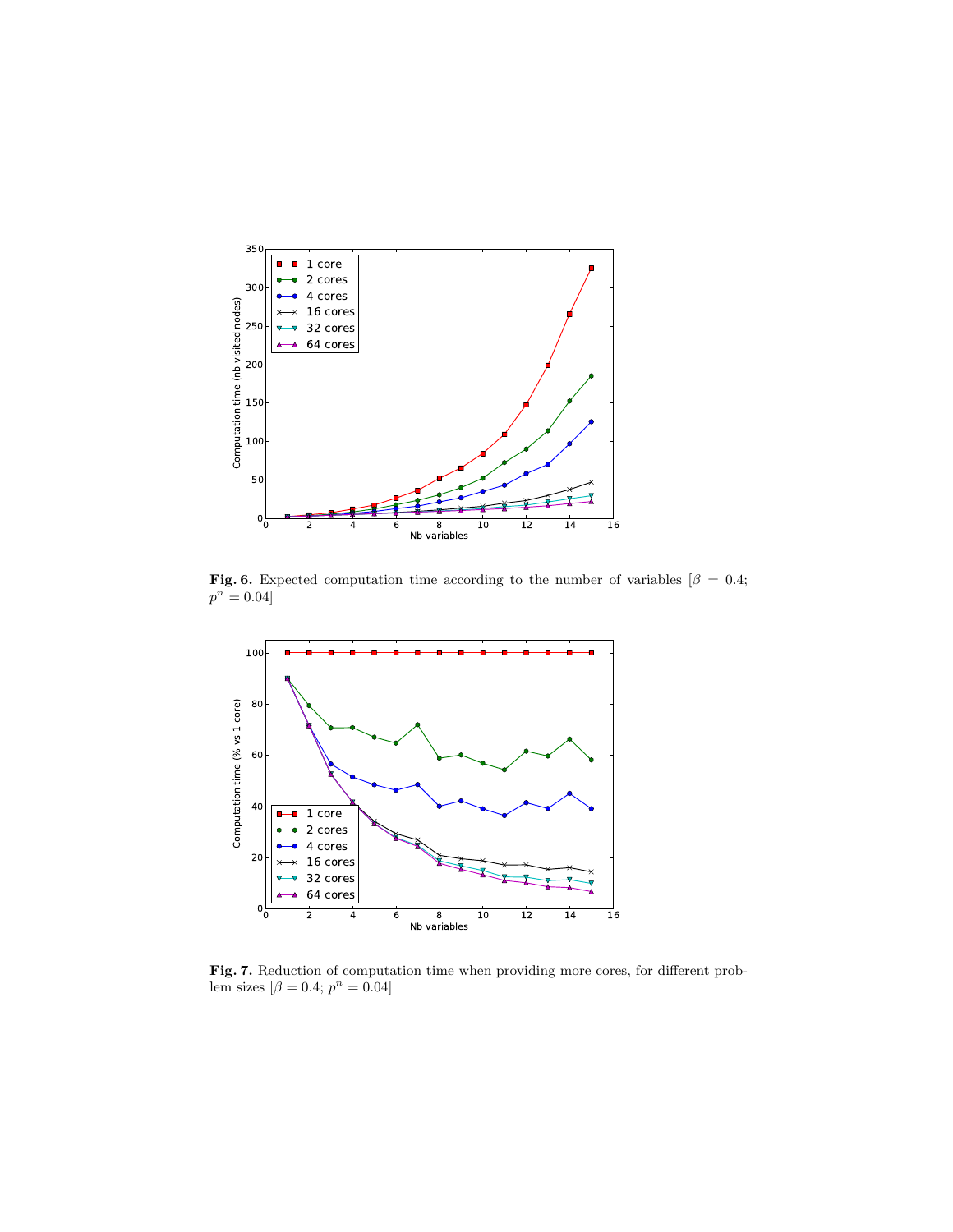**Fig. 6.** Expected computation time according to the number of variables [$\beta = 0.4$; $p^n = 0.04$]

**Fig. 7.** Reduction of computation time when providing more cores, for different problem sizes [$\beta = 0.4$; $p^n = 0.04$]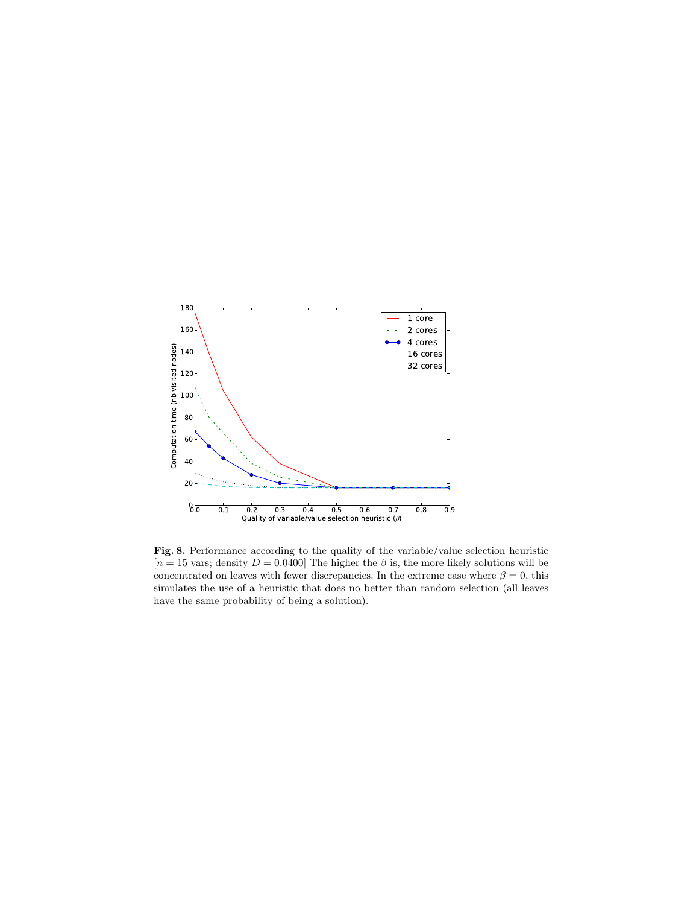**Fig. 8.** Performance according to the quality of the variable/value selection heuristic [$n = 15$ vars; density $D = 0.0400$] The higher the $\beta$ is, the more likely solutions will be concentrated on leaves with fewer discrepancies. In the extreme case where $\beta = 0$, this simulates the use of a heuristic that does no better than random selection (all leaves have the same probability of being a solution).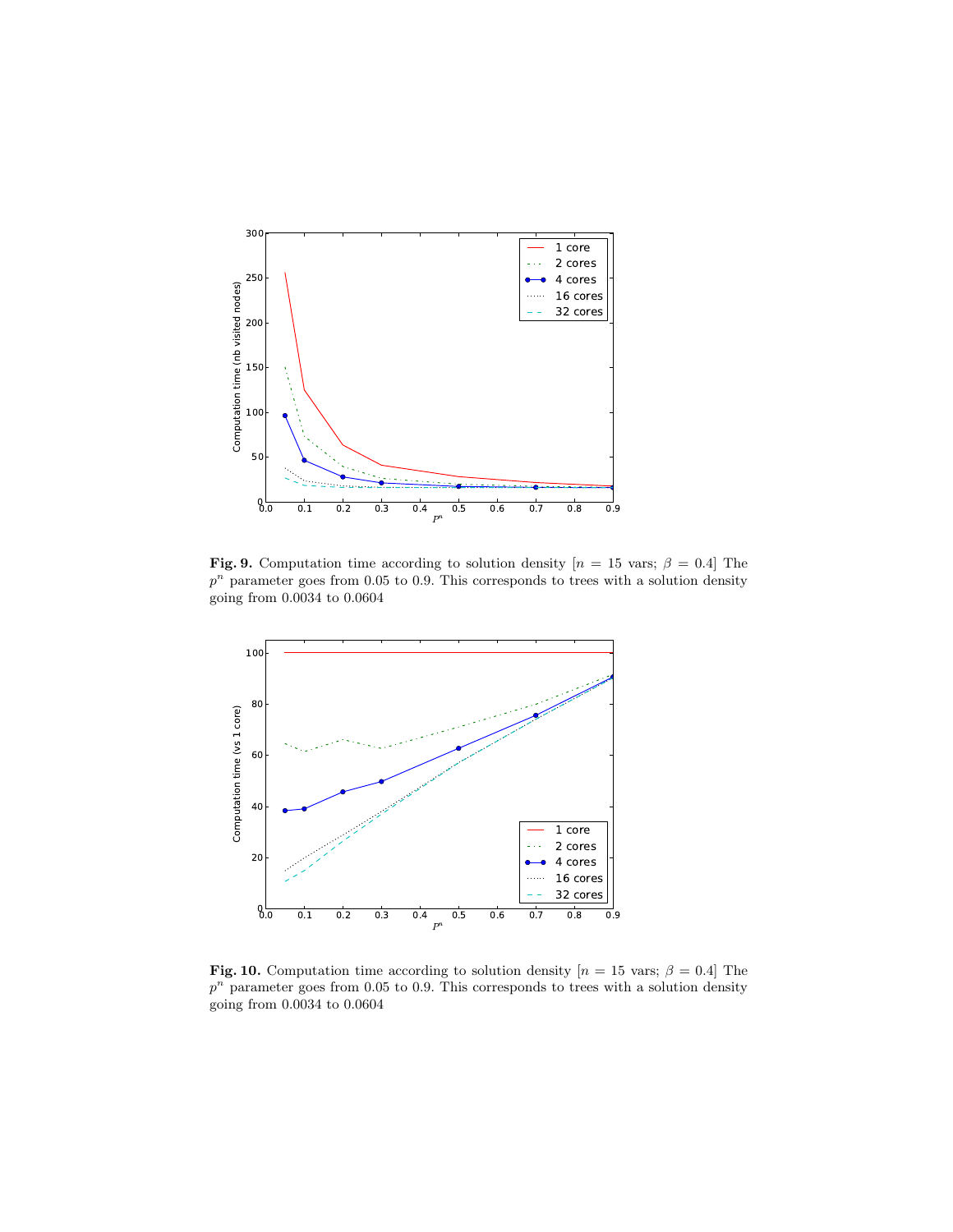**Fig. 9.** Computation time according to solution density [$n = 15$ vars; $\beta = 0.4$] The $p^n$ parameter goes from 0.05 to 0.9. This corresponds to trees with a solution density going from 0.0034 to 0.0604

**Fig. 10.** Computation time according to solution density [$n = 15$ vars; $\beta = 0.4$] The $p^n$ parameter goes from 0.05 to 0.9. This corresponds to trees with a solution density going from 0.0034 to 0.0604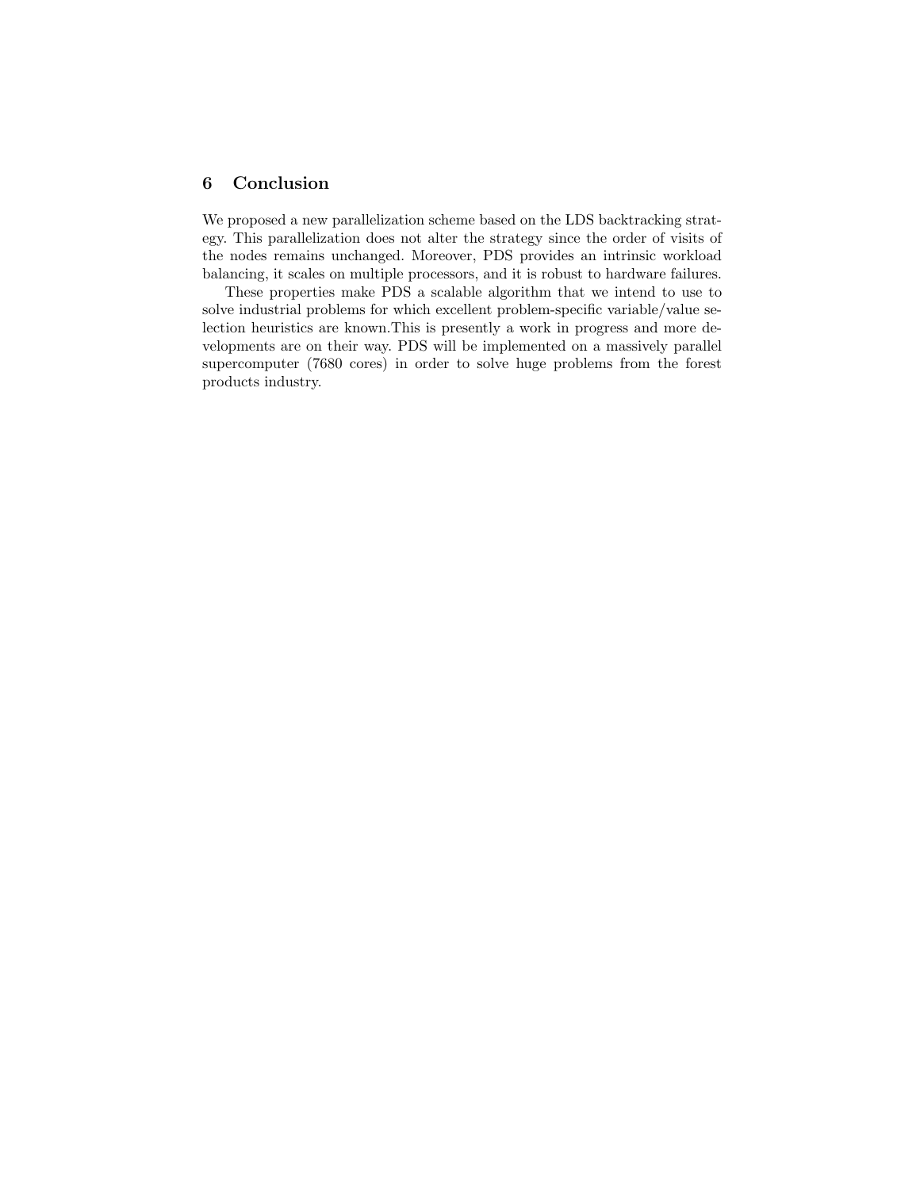## 6 Conclusion

We proposed a new parallelization scheme based on the LDS backtracking strategy. This parallelization does not alter the strategy since the order of visits of the nodes remains unchanged. Moreover, PDS provides an intrinsic workload balancing, it scales on multiple processors, and it is robust to hardware failures.

These properties make PDS a scalable algorithm that we intend to use to solve industrial problems for which excellent problem-specific variable/value selection heuristics are known.This is presently a work in progress and more developments are on their way. PDS will be implemented on a massively parallel supercomputer (7680 cores) in order to solve huge problems from the forest products industry.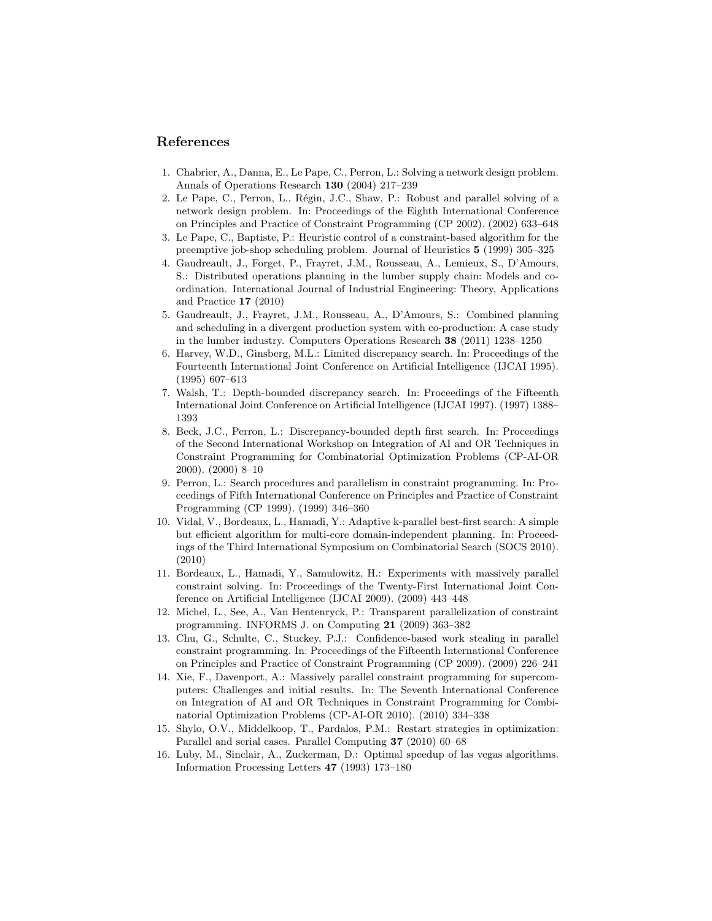## References

1. Chabrier, A., Danna, E., Le Pape, C., Perron, L.: Solving a network design problem. Annals of Operations Research **130** (2004) 217–239
2. Le Pape, C., Perron, L., Régin, J.C., Shaw, P.: Robust and parallel solving of a network design problem. In: Proceedings of the Eighth International Conference on Principles and Practice of Constraint Programming (CP 2002). (2002) 633–648
3. Le Pape, C., Baptiste, P.: Heuristic control of a constraint-based algorithm for the preemptive job-shop scheduling problem. Journal of Heuristics **5** (1999) 305–325
4. Gaudreault, J., Forget, P., Frayret, J.M., Rousseau, A., Lemieux, S., D'Amours, S.: Distributed operations planning in the lumber supply chain: Models and coordination. International Journal of Industrial Engineering: Theory, Applications and Practice **17** (2010)
5. Gaudreault, J., Frayret, J.M., Rousseau, A., D'Amours, S.: Combined planning and scheduling in a divergent production system with co-production: A case study in the lumber industry. Computers Operations Research **38** (2011) 1238–1250
6. Harvey, W.D., Ginsberg, M.L.: Limited discrepancy search. In: Proceedings of the Fourteenth International Joint Conference on Artificial Intelligence (IJCAI 1995). (1995) 607–613
7. Walsh, T.: Depth-bounded discrepancy search. In: Proceedings of the Fifteenth International Joint Conference on Artificial Intelligence (IJCAI 1997). (1997) 1388–1393
8. Beck, J.C., Perron, L.: Discrepancy-bounded depth first search. In: Proceedings of the Second International Workshop on Integration of AI and OR Techniques in Constraint Programming for Combinatorial Optimization Problems (CP-AI-OR 2000). (2000) 8–10
9. Perron, L.: Search procedures and parallelism in constraint programming. In: Proceedings of Fifth International Conference on Principles and Practice of Constraint Programming (CP 1999). (1999) 346–360
10. Vidal, V., Bordeaux, L., Hamadi, Y.: Adaptive k-parallel best-first search: A simple but efficient algorithm for multi-core domain-independent planning. In: Proceedings of the Third International Symposium on Combinatorial Search (SOCS 2010). (2010)
11. Bordeaux, L., Hamadi, Y., Samulowitz, H.: Experiments with massively parallel constraint solving. In: Proceedings of the Twenty-First International Joint Conference on Artificial Intelligence (IJCAI 2009). (2009) 443–448
12. Michel, L., See, A., Van Hentenryck, P.: Transparent parallelization of constraint programming. INFORMS J. on Computing **21** (2009) 363–382
13. Chu, G., Schulte, C., Stuckey, P.J.: Confidence-based work stealing in parallel constraint programming. In: Proceedings of the Fifteenth International Conference on Principles and Practice of Constraint Programming (CP 2009). (2009) 226–241
14. Xie, F., Davenport, A.: Massively parallel constraint programming for supercomputers: Challenges and initial results. In: The Seventh International Conference on Integration of AI and OR Techniques in Constraint Programming for Combinatorial Optimization Problems (CP-AI-OR 2010). (2010) 334–338
15. Shylo, O.V., Middelkoop, T., Pardalos, P.M.: Restart strategies in optimization: Parallel and serial cases. Parallel Computing **37** (2010) 60–68
16. Luby, M., Sinclair, A., Zuckerman, D.: Optimal speedup of las vegas algorithms. Information Processing Letters **47** (1993) 173–180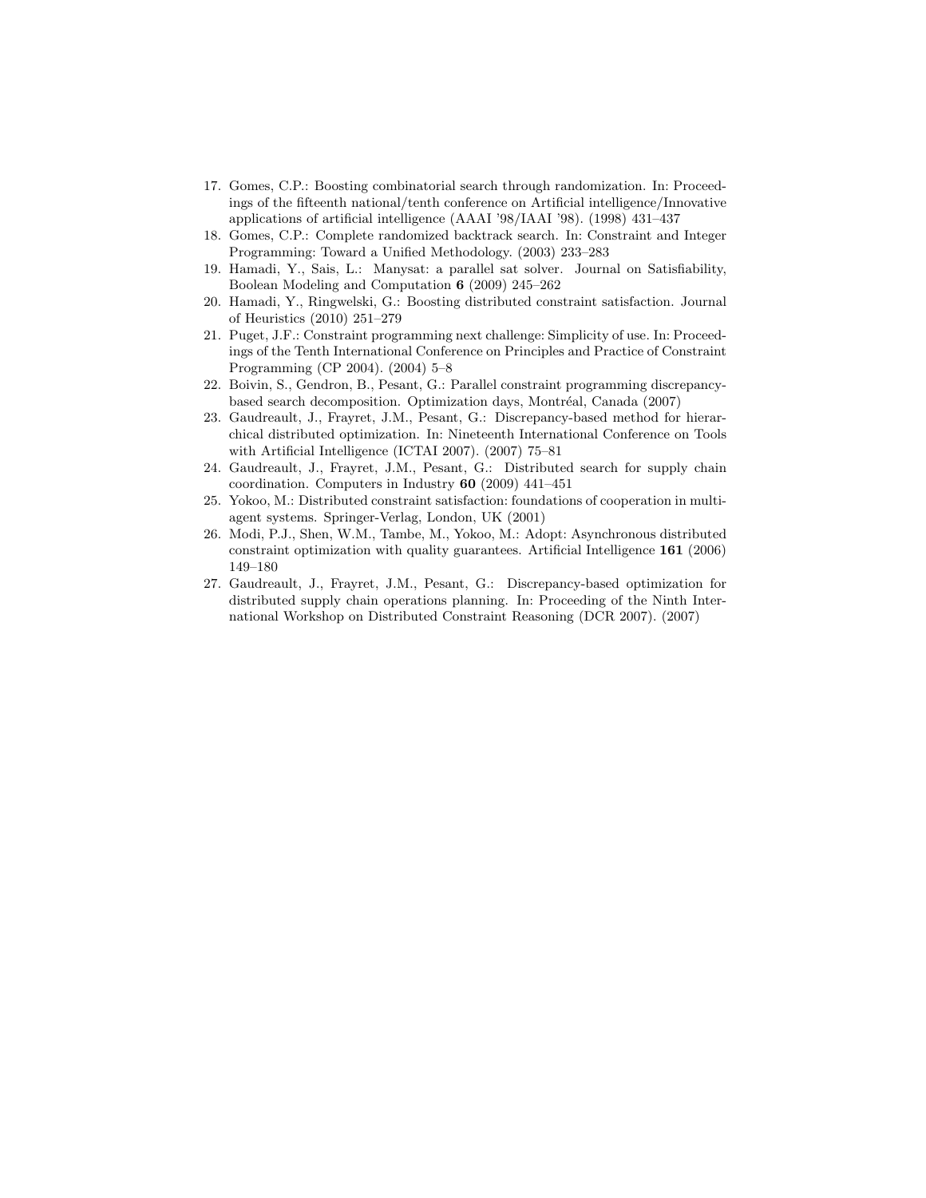17. Gomes, C.P.: Boosting combinatorial search through randomization. In: Proceedings of the fifteenth national/tenth conference on Artificial intelligence/Innovative applications of artificial intelligence (AAAI '98/IAAI '98). (1998) 431–437
18. Gomes, C.P.: Complete randomized backtrack search. In: Constraint and Integer Programming: Toward a Unified Methodology. (2003) 233–283
19. Hamadi, Y., Sais, L.: Manysat: a parallel sat solver. Journal on Satisfiability, Boolean Modeling and Computation **6** (2009) 245–262
20. Hamadi, Y., Ringwelski, G.: Boosting distributed constraint satisfaction. Journal of Heuristics (2010) 251–279
21. Puget, J.F.: Constraint programming next challenge: Simplicity of use. In: Proceedings of the Tenth International Conference on Principles and Practice of Constraint Programming (CP 2004). (2004) 5–8
22. Boivin, S., Gendron, B., Pesant, G.: Parallel constraint programming discrepancy-based search decomposition. Optimization days, Montréal, Canada (2007)
23. Gaudreault, J., Frayret, J.M., Pesant, G.: Discrepancy-based method for hierarchical distributed optimization. In: Nineteenth International Conference on Tools with Artificial Intelligence (ICTAI 2007). (2007) 75–81
24. Gaudreault, J., Frayret, J.M., Pesant, G.: Distributed search for supply chain coordination. Computers in Industry **60** (2009) 441–451
25. Yokoo, M.: Distributed constraint satisfaction: foundations of cooperation in multi-agent systems. Springer-Verlag, London, UK (2001)
26. Modi, P.J., Shen, W.M., Tambe, M., Yokoo, M.: Adopt: Asynchronous distributed constraint optimization with quality guarantees. Artificial Intelligence **161** (2006) 149–180
27. Gaudreault, J., Frayret, J.M., Pesant, G.: Discrepancy-based optimization for distributed supply chain operations planning. In: Proceeding of the Ninth International Workshop on Distributed Constraint Reasoning (DCR 2007). (2007)